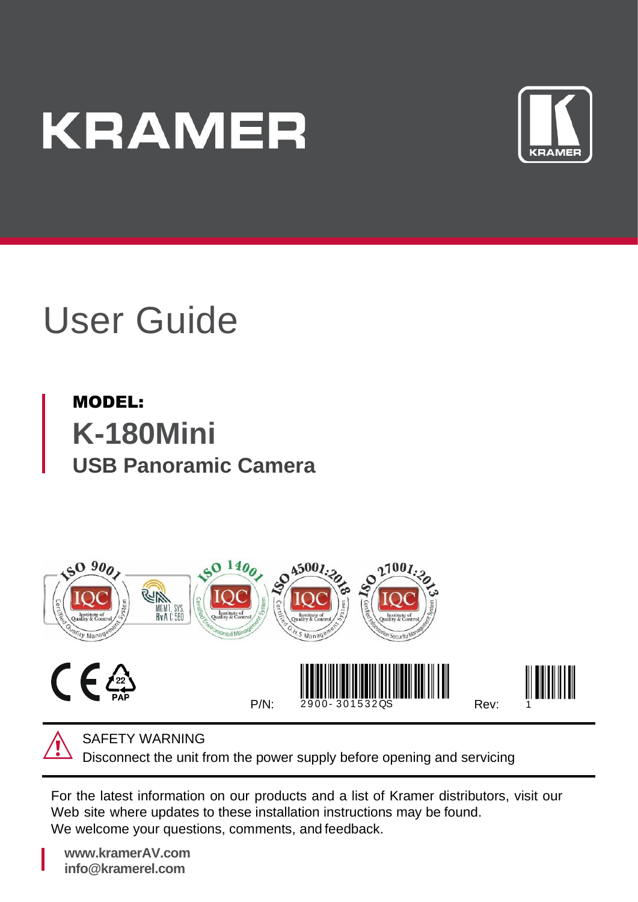KRAMER

# User Guide

**MODEL:**

## K-180Mini

### USB Panoramic Camera

P/N: 2900-301532QS

Rev: 1

SAFETY WARNING

Disconnect the unit from the power supply before opening and servicing

For the latest information on our products and a list of Kramer distributors, visit our Web site where updates to these installation instructions may be found.
We welcome your questions, comments, and feedback.

**www.kramerAV.com**
**info@kramerel.com**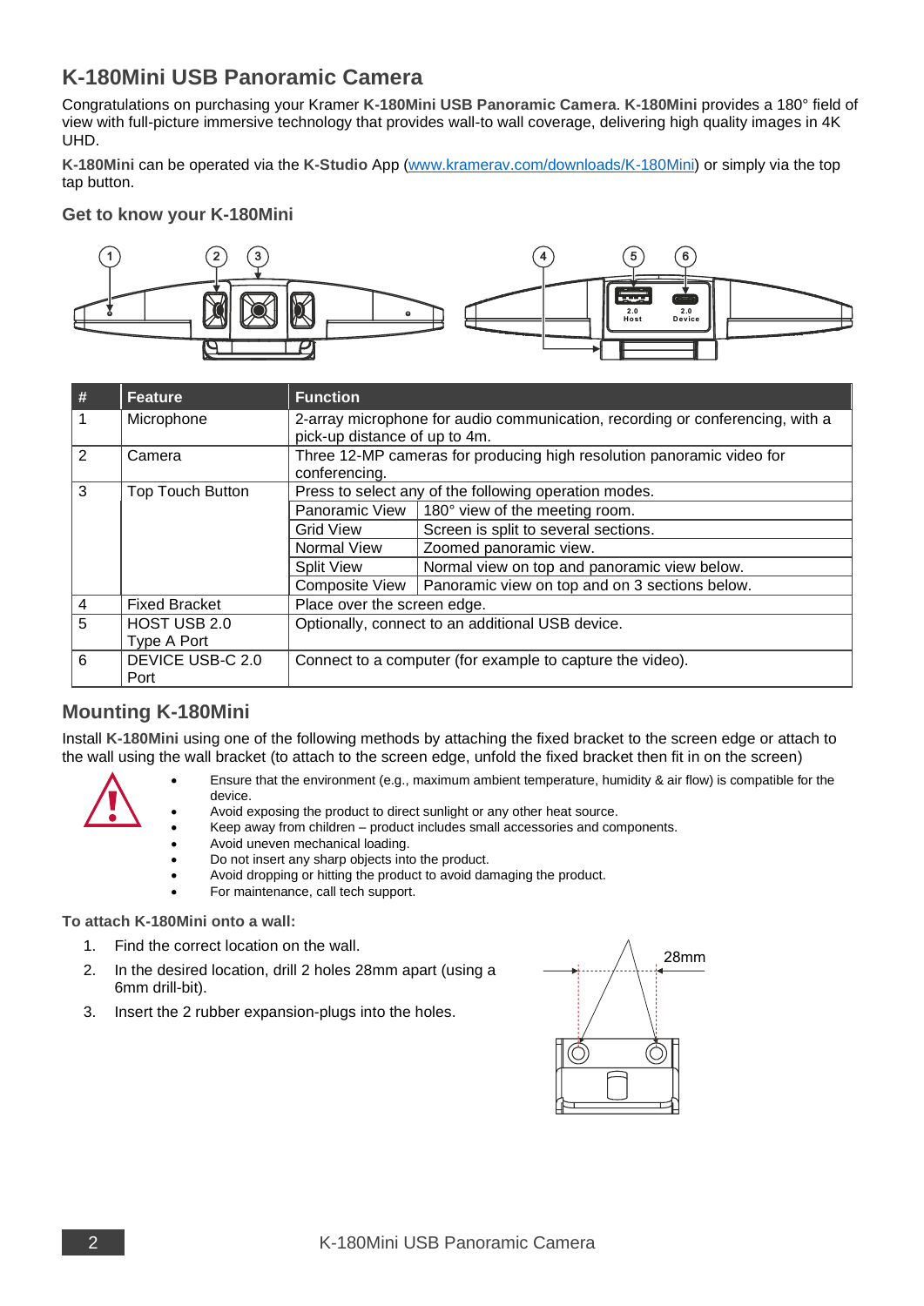# K-180Mini USB Panoramic Camera

Congratulations on purchasing your Kramer **K-180Mini USB Panoramic Camera**. **K-180Mini** provides a 180° field of view with full-picture immersive technology that provides wall-to wall coverage, delivering high quality images in 4K UHD.

**K-180Mini** can be operated via the **K-Studio** App (www.kramerav.com/downloads/K-180Mini) or simply via the top tap button.

### Get to know your K-180Mini

| # | Feature | Function | |
|---|---|---|---|
| 1 | Microphone | 2-array microphone for audio communication, recording or conferencing, with a pick-up distance of up to 4m. | |
| 2 | Camera | Three 12-MP cameras for producing high resolution panoramic video for conferencing. | |
| 3 | Top Touch Button | Press to select any of the following operation modes. | |
| | | Panoramic View | 180° view of the meeting room. |
| | | Grid View | Screen is split to several sections. |
| | | Normal View | Zoomed panoramic view. |
| | | Split View | Normal view on top and panoramic view below. |
| | | Composite View | Panoramic view on top and on 3 sections below. |
| 4 | Fixed Bracket | Place over the screen edge. | |
| 5 | HOST USB 2.0 Type A Port | Optionally, connect to an additional USB device. | |
| 6 | DEVICE USB-C 2.0 Port | Connect to a computer (for example to capture the video). | |

## Mounting K-180Mini

Install **K-180Mini** using one of the following methods by attaching the fixed bracket to the screen edge or attach to the wall using the wall bracket (to attach to the screen edge, unfold the fixed bracket then fit in on the screen)

- Ensure that the environment (e.g., maximum ambient temperature, humidity & air flow) is compatible for the device.
- Avoid exposing the product to direct sunlight or any other heat source.
- Keep away from children – product includes small accessories and components.
- Avoid uneven mechanical loading.
- Do not insert any sharp objects into the product.
- Avoid dropping or hitting the product to avoid damaging the product.
- For maintenance, call tech support.

**To attach K-180Mini onto a wall:**

1. Find the correct location on the wall.
2. In the desired location, drill 2 holes 28mm apart (using a 6mm drill-bit).
3. Insert the 2 rubber expansion-plugs into the holes.

28mm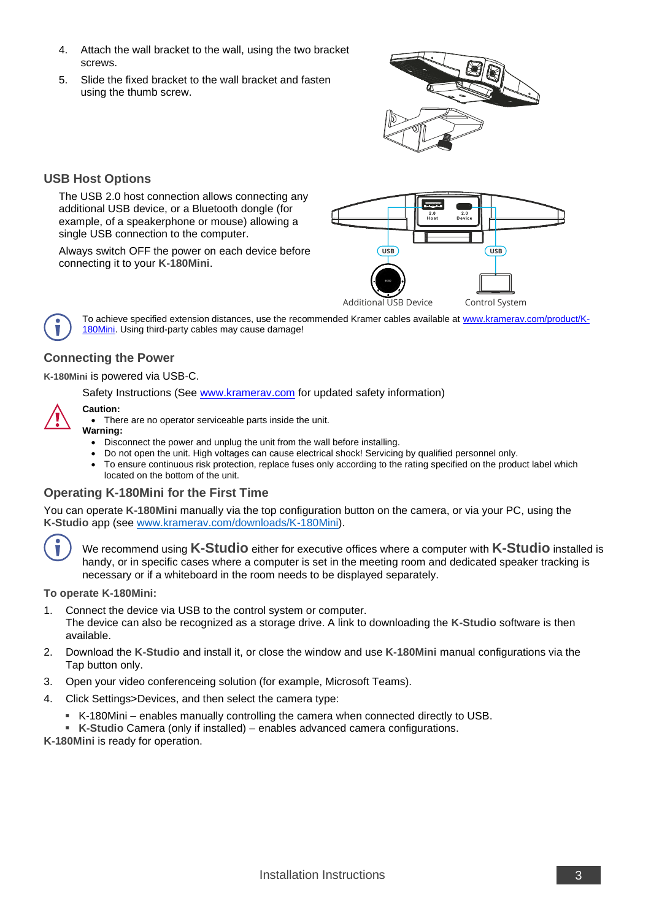4. Attach the wall bracket to the wall, using the two bracket screws.
5. Slide the fixed bracket to the wall bracket and fasten using the thumb screw.

## USB Host Options

The USB 2.0 host connection allows connecting any additional USB device, or a Bluetooth dongle (for example, of a speakerphone or mouse) allowing a single USB connection to the computer.

Always switch OFF the power on each device before connecting it to your **K-180Mini**.

Additional USB Device

Control System

To achieve specified extension distances, use the recommended Kramer cables available at www.kramerav.com/product/K-180Mini. Using third-party cables may cause damage!

## Connecting the Power

**K-180Mini** is powered via USB-C.

Safety Instructions (See www.kramerav.com for updated safety information)

**Caution:**

- There are no operator serviceable parts inside the unit.

**Warning:**

- Disconnect the power and unplug the unit from the wall before installing.
- Do not open the unit. High voltages can cause electrical shock! Servicing by qualified personnel only.
- To ensure continuous risk protection, replace fuses only according to the rating specified on the product label which located on the bottom of the unit.

## Operating K-180Mini for the First Time

You can operate **K-180Mini** manually via the top configuration button on the camera, or via your PC, using the **K-Studio** app (see www.kramerav.com/downloads/K-180Mini).

We recommend using **K-Studio** either for executive offices where a computer with **K-Studio** installed is handy, or in specific cases where a computer is set in the meeting room and dedicated speaker tracking is necessary or if a whiteboard in the room needs to be displayed separately.

**To operate K-180Mini:**

1. Connect the device via USB to the control system or computer.
   The device can also be recognized as a storage drive. A link to downloading the **K-Studio** software is then available.
2. Download the **K-Studio** and install it, or close the window and use **K-180Mini** manual configurations via the Tap button only.
3. Open your video conferenceing solution (for example, Microsoft Teams).
4. Click Settings>Devices, and then select the camera type:
   - K-180Mini – enables manually controlling the camera when connected directly to USB.
   - **K-Studio** Camera (only if installed) – enables advanced camera configurations.

**K-180Mini** is ready for operation.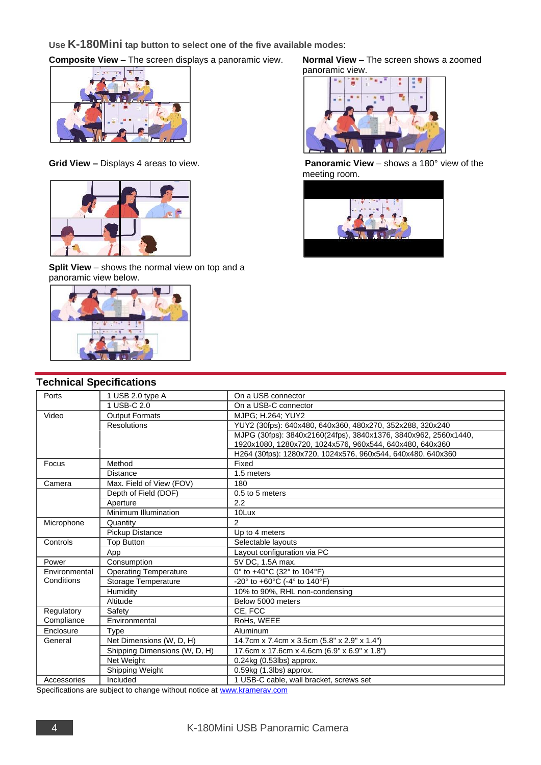Use **K-180Mini** tap button to select one of the five available modes:

**Composite View** – The screen displays a panoramic view.

**Normal View** – The screen shows a zoomed panoramic view.

**Grid View –** Displays 4 areas to view.

**Panoramic View** – shows a 180° view of the meeting room.

**Split View** – shows the normal view on top and a panoramic view below.

## Technical Specifications

| | | |
|---|---|---|
| Ports | 1 USB 2.0 type A | On a USB connector |
| | 1 USB-C 2.0 | On a USB-C connector |
| Video | Output Formats | MJPG; H.264; YUY2 |
| | Resolutions | YUY2 (30fps): 640x480, 640x360, 480x270, 352x288, 320x240 |
| | | MJPG (30fps): 3840x2160(24fps), 3840x1376, 3840x962, 2560x1440, 1920x1080, 1280x720, 1024x576, 960x544, 640x480, 640x360 |
| | | H264 (30fps): 1280x720, 1024x576, 960x544, 640x480, 640x360 |
| Focus | Method | Fixed |
| | Distance | 1.5 meters |
| Camera | Max. Field of View (FOV) | 180 |
| | Depth of Field (DOF) | 0.5 to 5 meters |
| | Aperture | 2.2 |
| | Minimum Illumination | 10Lux |
| Microphone | Quantity | 2 |
| | Pickup Distance | Up to 4 meters |
| Controls | Top Button | Selectable layouts |
| | App | Layout configuration via PC |
| Power | Consumption | 5V DC, 1.5A max. |
| Environmental Conditions | Operating Temperature | 0° to +40°C (32° to 104°F) |
| | Storage Temperature | -20° to +60°C (-4° to 140°F) |
| | Humidity | 10% to 90%, RHL non-condensing |
| | Altitude | Below 5000 meters |
| Regulatory Compliance | Safety | CE, FCC |
| | Environmental | RoHs, WEEE |
| Enclosure | Type | Aluminum |
| General | Net Dimensions (W, D, H) | 14.7cm x 7.4cm x 3.5cm (5.8" x 2.9" x 1.4") |
| | Shipping Dimensions (W, D, H) | 17.6cm x 17.6cm x 4.6cm (6.9" x 6.9" x 1.8") |
| | Net Weight | 0.24kg (0.53lbs) approx. |
| | Shipping Weight | 0.59kg (1.3lbs) approx. |
| Accessories | Included | 1 USB-C cable, wall bracket, screws set |

Specifications are subject to change without notice at www.kramerav.com